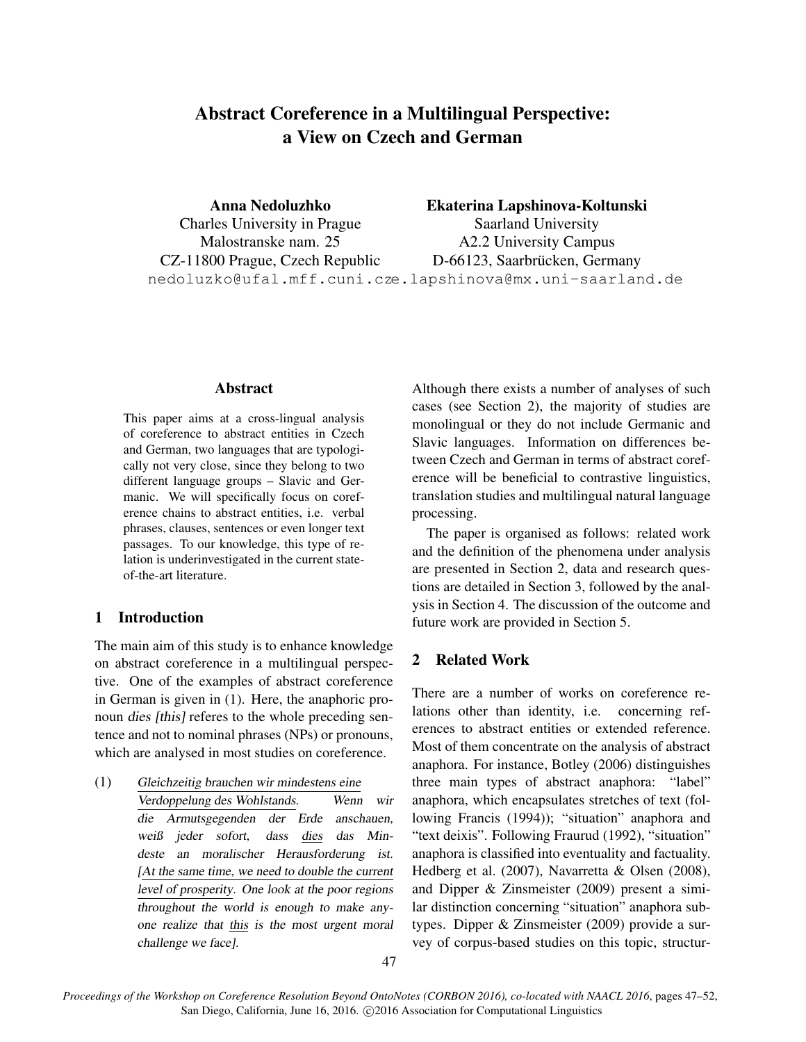# Abstract Coreference in a Multilingual Perspective: a View on Czech and German

**Anna Nedoluzhko**
Charles University in Prague
Malostranske nam. 25
CZ-11800 Prague, Czech Republic
nedoluzko@ufal.mff.cuni.cz

**Ekaterina Lapshinova-Koltunski**
Saarland University
A2.2 University Campus
D-66123, Saarbrücken, Germany
e.lapshinova@mx.uni-saarland.de

## Abstract

This paper aims at a cross-lingual analysis of coreference to abstract entities in Czech and German, two languages that are typologically not very close, since they belong to two different language groups – Slavic and Germanic. We will specifically focus on coreference chains to abstract entities, i.e. verbal phrases, clauses, sentences or even longer text passages. To our knowledge, this type of relation is underinvestigated in the current state-of-the-art literature.

## 1 Introduction

The main aim of this study is to enhance knowledge on abstract coreference in a multilingual perspective. One of the examples of abstract coreference in German is given in (1). Here, the anaphoric pronoun *dies [this]* referes to the whole preceding sentence and not to nominal phrases (NPs) or pronouns, which are analysed in most studies on coreference.

(1) *Gleichzeitig brauchen wir mindestens eine Verdoppelung des Wohlstands. Wenn wir die Armutsgegenden der Erde anschauen, weiß jeder sofort, dass dies das Mindeste an moralischer Herausforderung ist. [At the same time, we need to double the current level of prosperity. One look at the poor regions throughout the world is enough to make anyone realize that this is the most urgent moral challenge we face].*

Although there exists a number of analyses of such cases (see Section 2), the majority of studies are monolingual or they do not include Germanic and Slavic languages. Information on differences between Czech and German in terms of abstract coreference will be beneficial to contrastive linguistics, translation studies and multilingual natural language processing.

The paper is organised as follows: related work and the definition of the phenomena under analysis are presented in Section 2, data and research questions are detailed in Section 3, followed by the analysis in Section 4. The discussion of the outcome and future work are provided in Section 5.

## 2 Related Work

There are a number of works on coreference relations other than identity, i.e. concerning references to abstract entities or extended reference. Most of them concentrate on the analysis of abstract anaphora. For instance, Botley (2006) distinguishes three main types of abstract anaphora: "label" anaphora, which encapsulates stretches of text (following Francis (1994)); "situation" anaphora and "text deixis". Following Fraurud (1992), "situation" anaphora is classified into eventuality and factuality. Hedberg et al. (2007), Navarretta & Olsen (2008), and Dipper & Zinsmeister (2009) present a similar distinction concerning "situation" anaphora subtypes. Dipper & Zinsmeister (2009) provide a survey of corpus-based studies on this topic, structur-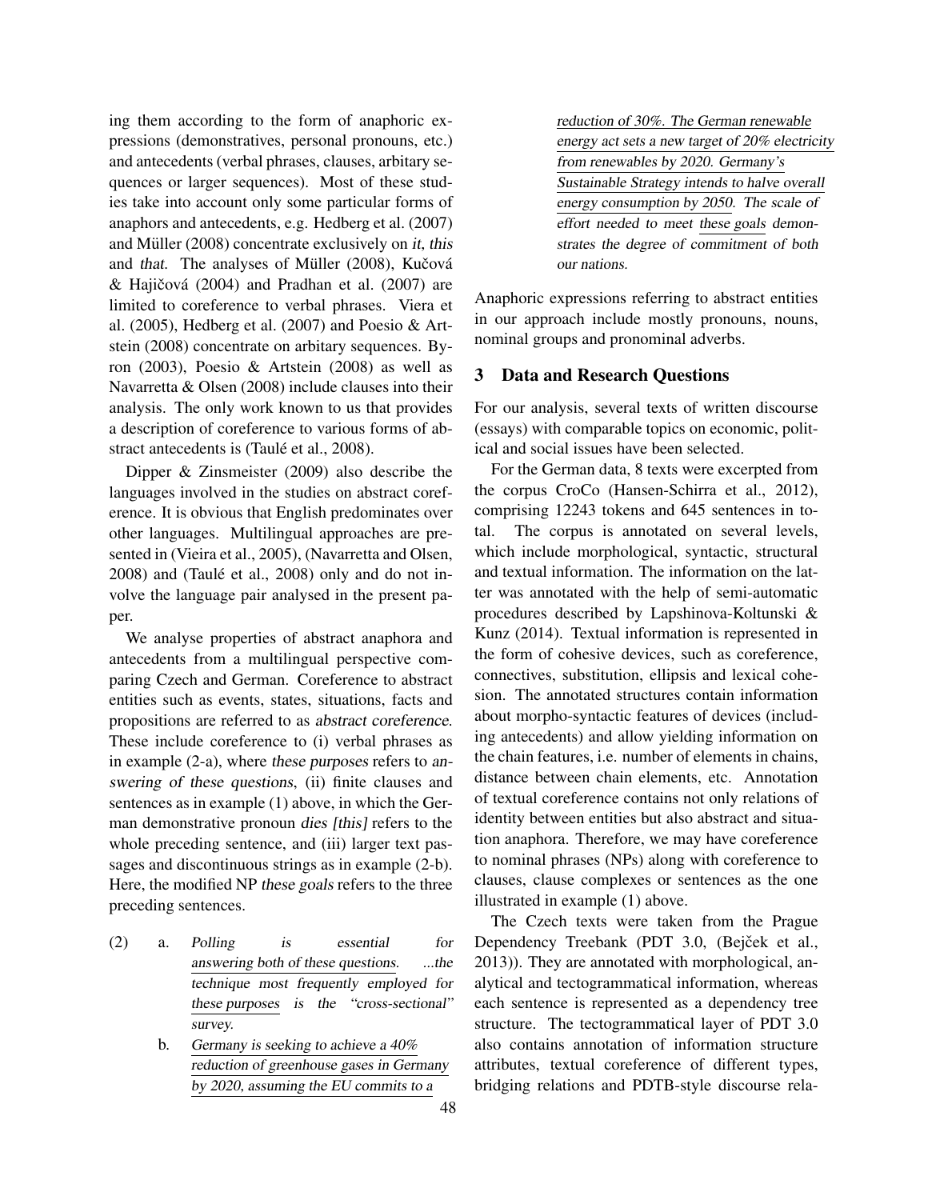ing them according to the form of anaphoric expressions (demonstratives, personal pronouns, etc.) and antecedents (verbal phrases, clauses, arbitary sequences or larger sequences). Most of these studies take into account only some particular forms of anaphors and antecedents, e.g. Hedberg et al. (2007) and Müller (2008) concentrate exclusively on *it*, *this* and *that*. The analyses of Müller (2008), Kučová & Hajičová (2004) and Pradhan et al. (2007) are limited to coreference to verbal phrases. Viera et al. (2005), Hedberg et al. (2007) and Poesio & Artstein (2008) concentrate on arbitary sequences. Byron (2003), Poesio & Artstein (2008) as well as Navarretta & Olsen (2008) include clauses into their analysis. The only work known to us that provides a description of coreference to various forms of abstract antecedents is (Taulé et al., 2008).

Dipper & Zinsmeister (2009) also describe the languages involved in the studies on abstract coreference. It is obvious that English predominates over other languages. Multilingual approaches are presented in (Vieira et al., 2005), (Navarretta and Olsen, 2008) and (Taulé et al., 2008) only and do not involve the language pair analysed in the present paper.

We analyse properties of abstract anaphora and antecedents from a multilingual perspective comparing Czech and German. Coreference to abstract entities such as events, states, situations, facts and propositions are referred to as *abstract coreference*. These include coreference to (i) verbal phrases as in example (2-a), where *these purposes* refers to *answering of these questions*, (ii) finite clauses and sentences as in example (1) above, in which the German demonstrative pronoun *dies [this]* refers to the whole preceding sentence, and (iii) larger text passages and discontinuous strings as in example (2-b). Here, the modified NP *these goals* refers to the three preceding sentences.

(2) a. *Polling is essential for answering both of these questions. ...the technique most frequently employed for these purposes is the "cross-sectional" survey.*

b. *Germany is seeking to achieve a 40% reduction of greenhouse gases in Germany by 2020, assuming the EU commits to a reduction of 30%. The German renewable energy act sets a new target of 20% electricity from renewables by 2020. Germany's Sustainable Strategy intends to halve overall energy consumption by 2050. The scale of effort needed to meet these goals demonstrates the degree of commitment of both our nations.*

Anaphoric expressions referring to abstract entities in our approach include mostly pronouns, nouns, nominal groups and pronominal adverbs.

## 3 Data and Research Questions

For our analysis, several texts of written discourse (essays) with comparable topics on economic, political and social issues have been selected.

For the German data, 8 texts were excerpted from the corpus CroCo (Hansen-Schirra et al., 2012), comprising 12243 tokens and 645 sentences in total. The corpus is annotated on several levels, which include morphological, syntactic, structural and textual information. The information on the latter was annotated with the help of semi-automatic procedures described by Lapshinova-Koltunski & Kunz (2014). Textual information is represented in the form of cohesive devices, such as coreference, connectives, substitution, ellipsis and lexical cohesion. The annotated structures contain information about morpho-syntactic features of devices (including antecedents) and allow yielding information on the chain features, i.e. number of elements in chains, distance between chain elements, etc. Annotation of textual coreference contains not only relations of identity between entities but also abstract and situation anaphora. Therefore, we may have coreference to nominal phrases (NPs) along with coreference to clauses, clause complexes or sentences as the one illustrated in example (1) above.

The Czech texts were taken from the Prague Dependency Treebank (PDT 3.0, (Bejček et al., 2013)). They are annotated with morphological, analytical and tectogrammatical information, whereas each sentence is represented as a dependency tree structure. The tectogrammatical layer of PDT 3.0 also contains annotation of information structure attributes, textual coreference of different types, bridging relations and PDTB-style discourse rela-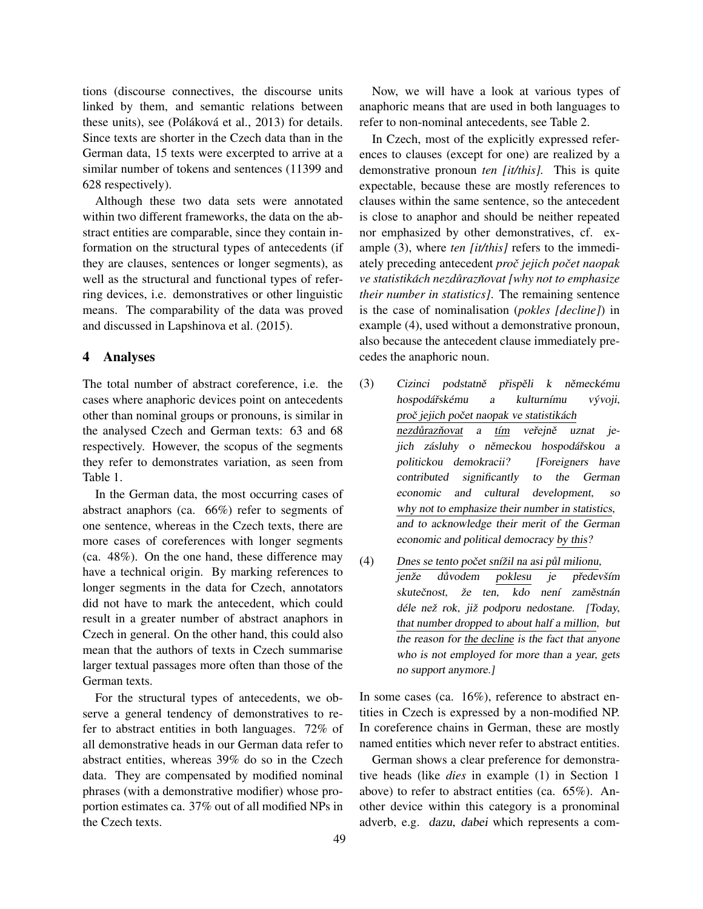tions (discourse connectives, the discourse units linked by them, and semantic relations between these units), see (Poláková et al., 2013) for details. Since texts are shorter in the Czech data than in the German data, 15 texts were excerpted to arrive at a similar number of tokens and sentences (11399 and 628 respectively).

Although these two data sets were annotated within two different frameworks, the data on the abstract entities are comparable, since they contain information on the structural types of antecedents (if they are clauses, sentences or longer segments), as well as the structural and functional types of referring devices, i.e. demonstratives or other linguistic means. The comparability of the data was proved and discussed in Lapshinova et al. (2015).

## 4 Analyses

The total number of abstract coreference, i.e. the cases where anaphoric devices point on antecedents other than nominal groups or pronouns, is similar in the analysed Czech and German texts: 63 and 68 respectively. However, the scopus of the segments they refer to demonstrates variation, as seen from Table 1.

In the German data, the most occurring cases of abstract anaphors (ca. 66%) refer to segments of one sentence, whereas in the Czech texts, there are more cases of coreferences with longer segments (ca. 48%). On the one hand, these difference may have a technical origin. By marking references to longer segments in the data for Czech, annotators did not have to mark the antecedent, which could result in a greater number of abstract anaphors in Czech in general. On the other hand, this could also mean that the authors of texts in Czech summarise larger textual passages more often than those of the German texts.

For the structural types of antecedents, we observe a general tendency of demonstratives to refer to abstract entities in both languages. 72% of all demonstrative heads in our German data refer to abstract entities, whereas 39% do so in the Czech data. They are compensated by modified nominal phrases (with a demonstrative modifier) whose proportion estimates ca. 37% out of all modified NPs in the Czech texts.

Now, we will have a look at various types of anaphoric means that are used in both languages to refer to non-nominal antecedents, see Table 2.

In Czech, most of the explicitly expressed references to clauses (except for one) are realized by a demonstrative pronoun *ten [it/this]*. This is quite expectable, because these are mostly references to clauses within the same sentence, so the antecedent is close to anaphor and should be neither repeated nor emphasized by other demonstratives, cf. example (3), where *ten [it/this]* refers to the immediately preceding antecedent *proč jejich počet naopak ve statistikách nezdůrazňovat [why not to emphasize their number in statistics]*. The remaining sentence is the case of nominalisation (*pokles [decline]*) in example (4), used without a demonstrative pronoun, also because the antecedent clause immediately precedes the anaphoric noun.

(3) *Cizinci podstatně přispěli k německému hospodářskému a kulturnímu vývoji, proč jejich počet naopak ve statistikách nezdůrazňovat a tím veřejně uznat jejich zásluhy o německou hospodářskou a politickou demokracii? [Foreigners have contributed significantly to the German economic and cultural development, so why not to emphasize their number in statistics, and to acknowledge their merit of the German economic and political democracy by this?*

(4) *Dnes se tento počet snížil na asi půl milionu, jenže důvodem poklesu je především skutečnost, že ten, kdo není zaměstnán déle než rok, již podporu nedostane. [Today, that number dropped to about half a million, but the reason for the decline is the fact that anyone who is not employed for more than a year, gets no support anymore.]*

In some cases (ca. 16%), reference to abstract entities in Czech is expressed by a non-modified NP. In coreference chains in German, these are mostly named entities which never refer to abstract entities.

German shows a clear preference for demonstrative heads (like *dies* in example (1) in Section 1 above) to refer to abstract entities (ca. 65%). Another device within this category is a pronominal adverb, e.g. *dazu, dabei* which represents a com-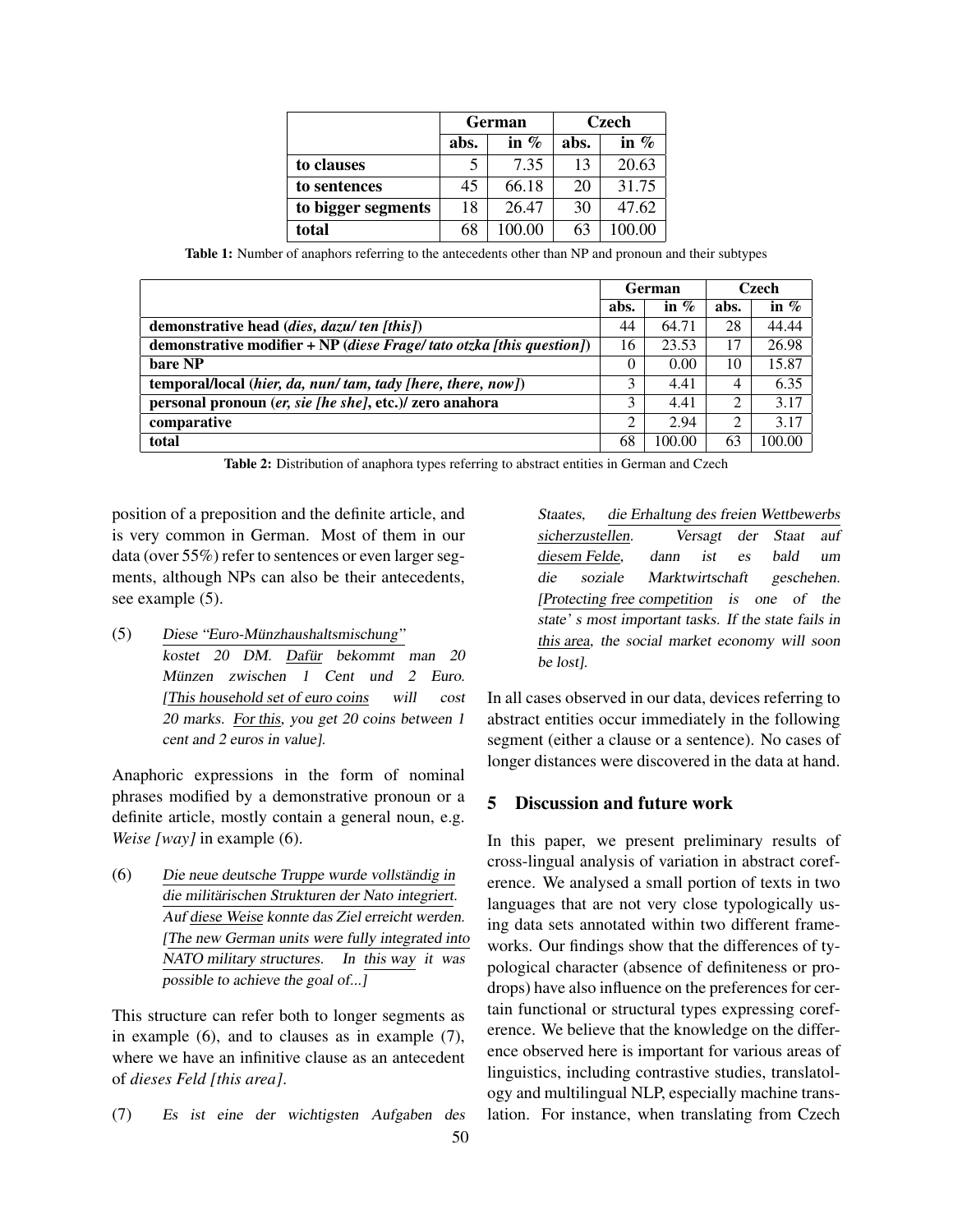| | German | | Czech | |
|---|---|---|---|---|
| | abs. | in % | abs. | in % |
| **to clauses** | 5 | 7.35 | 13 | 20.63 |
| **to sentences** | 45 | 66.18 | 20 | 31.75 |
| **to bigger segments** | 18 | 26.47 | 30 | 47.62 |
| **total** | 68 | 100.00 | 63 | 100.00 |

**Table 1:** Number of anaphors referring to the antecedents other than NP and pronoun and their subtypes

| | German | | Czech | |
|---|---|---|---|---|
| | abs. | in % | abs. | in % |
| **demonstrative head (*dies, dazu/ ten [this]*)** | 44 | 64.71 | 28 | 44.44 |
| **demonstrative modifier + NP (*diese Frage/ tato otzka [this question]*)** | 16 | 23.53 | 17 | 26.98 |
| **bare NP** | 0 | 0.00 | 10 | 15.87 |
| **temporal/local (*hier, da, nun/ tam, tady [here, there, now]*)** | 3 | 4.41 | 4 | 6.35 |
| **personal pronoun (*er, sie [he she]*, etc.)/ zero anahora** | 3 | 4.41 | 2 | 3.17 |
| **comparative** | 2 | 2.94 | 2 | 3.17 |
| **total** | 68 | 100.00 | 63 | 100.00 |

**Table 2:** Distribution of anaphora types referring to abstract entities in German and Czech

position of a preposition and the definite article, and is very common in German. Most of them in our data (over 55%) refer to sentences or even larger segments, although NPs can also be their antecedents, see example (5).

(5) *Diese "Euro-Münzhaushaltsmischung" kostet 20 DM. Dafür bekommt man 20 Münzen zwischen 1 Cent und 2 Euro. [This household set of euro coins will cost 20 marks. For this, you get 20 coins between 1 cent and 2 euros in value].*

Anaphoric expressions in the form of nominal phrases modified by a demonstrative pronoun or a definite article, mostly contain a general noun, e.g. *Weise [way]* in example (6).

(6) *Die neue deutsche Truppe wurde vollständig in die militärischen Strukturen der Nato integriert. Auf diese Weise konnte das Ziel erreicht werden. [The new German units were fully integrated into NATO military structures. In this way it was possible to achieve the goal of...]*

This structure can refer both to longer segments as in example (6), and to clauses as in example (7), where we have an infinitive clause as an antecedent of *dieses Feld [this area]*.

(7) *Es ist eine der wichtigsten Aufgaben des Staates, die Erhaltung des freien Wettbewerbs sicherzustellen. Versagt der Staat auf diesem Felde, dann ist es bald um die soziale Marktwirtschaft geschehen. [Protecting free competition is one of the state' s most important tasks. If the state fails in this area, the social market economy will soon be lost].*

In all cases observed in our data, devices referring to abstract entities occur immediately in the following segment (either a clause or a sentence). No cases of longer distances were discovered in the data at hand.

## 5 Discussion and future work

In this paper, we present preliminary results of cross-lingual analysis of variation in abstract coreference. We analysed a small portion of texts in two languages that are not very close typologically using data sets annotated within two different frameworks. Our findings show that the differences of typological character (absence of definiteness or pro-drops) have also influence on the preferences for certain functional or structural types expressing coreference. We believe that the knowledge on the difference observed here is important for various areas of linguistics, including contrastive studies, translatology and multilingual NLP, especially machine translation. For instance, when translating from Czech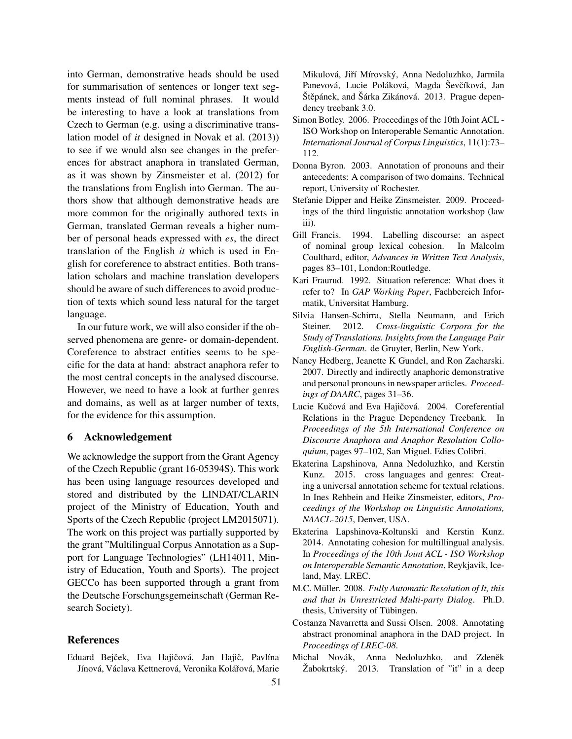into German, demonstrative heads should be used for summarisation of sentences or longer text segments instead of full nominal phrases. It would be interesting to have a look at translations from Czech to German (e.g. using a discriminative translation model of *it* designed in Novak et al. (2013)) to see if we would also see changes in the preferences for abstract anaphora in translated German, as it was shown by Zinsmeister et al. (2012) for the translations from English into German. The authors show that although demonstrative heads are more common for the originally authored texts in German, translated German reveals a higher number of personal heads expressed with *es*, the direct translation of the English *it* which is used in English for coreference to abstract entities. Both translation scholars and machine translation developers should be aware of such differences to avoid production of texts which sound less natural for the target language.

In our future work, we will also consider if the observed phenomena are genre- or domain-dependent. Coreference to abstract entities seems to be specific for the data at hand: abstract anaphora refer to the most central concepts in the analysed discourse. However, we need to have a look at further genres and domains, as well as at larger number of texts, for the evidence for this assumption.

## 6 Acknowledgement

We acknowledge the support from the Grant Agency of the Czech Republic (grant 16-05394S). This work has been using language resources developed and stored and distributed by the LINDAT/CLARIN project of the Ministry of Education, Youth and Sports of the Czech Republic (project LM2015071). The work on this project was partially supported by the grant "Multilingual Corpus Annotation as a Support for Language Technologies" (LH14011, Ministry of Education, Youth and Sports). The project GECCo has been supported through a grant from the Deutsche Forschungsgemeinschaft (German Research Society).

## References

Eduard Bejček, Eva Hajičová, Jan Hajič, Pavlína Jínová, Václava Kettnerová, Veronika Kolářová, Marie Mikulová, Jiří Mírovský, Anna Nedoluzhko, Jarmila Panevová, Lucie Poláková, Magda Ševčíková, Jan Štěpánek, and Šárka Zikánová. 2013. Prague dependency treebank 3.0.

Simon Botley. 2006. Proceedings of the 10th Joint ACL - ISO Workshop on Interoperable Semantic Annotation. *International Journal of Corpus Linguistics*, 11(1):73–112.

Donna Byron. 2003. Annotation of pronouns and their antecedents: A comparison of two domains. Technical report, University of Rochester.

Stefanie Dipper and Heike Zinsmeister. 2009. Proceedings of the third linguistic annotation workshop (law iii).

Gill Francis. 1994. Labelling discourse: an aspect of nominal group lexical cohesion. In Malcolm Coulthard, editor, *Advances in Written Text Analysis*, pages 83–101, London:Routledge.

Kari Fraurud. 1992. Situation reference: What does it refer to? In *GAP Working Paper*, Fachbereich Informatik, Universitat Hamburg.

Silvia Hansen-Schirra, Stella Neumann, and Erich Steiner. 2012. *Cross-linguistic Corpora for the Study of Translations. Insights from the Language Pair English-German*. de Gruyter, Berlin, New York.

Nancy Hedberg, Jeanette K Gundel, and Ron Zacharski. 2007. Directly and indirectly anaphoric demonstrative and personal pronouns in newspaper articles. *Proceedings of DAARC*, pages 31–36.

Lucie Kučová and Eva Hajičová. 2004. Coreferential Relations in the Prague Dependency Treebank. In *Proceedings of the 5th International Conference on Discourse Anaphora and Anaphor Resolution Colloquium*, pages 97–102, San Miguel. Edies Colibri.

Ekaterina Lapshinova, Anna Nedoluzhko, and Kerstin Kunz. 2015. cross languages and genres: Creating a universal annotation scheme for textual relations. In Ines Rehbein and Heike Zinsmeister, editors, *Proceedings of the Workshop on Linguistic Annotations, NAACL-2015*, Denver, USA.

Ekaterina Lapshinova-Koltunski and Kerstin Kunz. 2014. Annotating cohesion for multillingual analysis. In *Proceedings of the 10th Joint ACL - ISO Workshop on Interoperable Semantic Annotation*, Reykjavik, Iceland, May. LREC.

M.C. Müller. 2008. *Fully Automatic Resolution of It, this and that in Unrestricted Multi-party Dialog*. Ph.D. thesis, University of Tübingen.

Costanza Navarretta and Sussi Olsen. 2008. Annotating abstract pronominal anaphora in the DAD project. In *Proceedings of LREC-08*.

Michal Novák, Anna Nedoluzhko, and Zdeněk Žabokrtský. 2013. Translation of "it" in a deep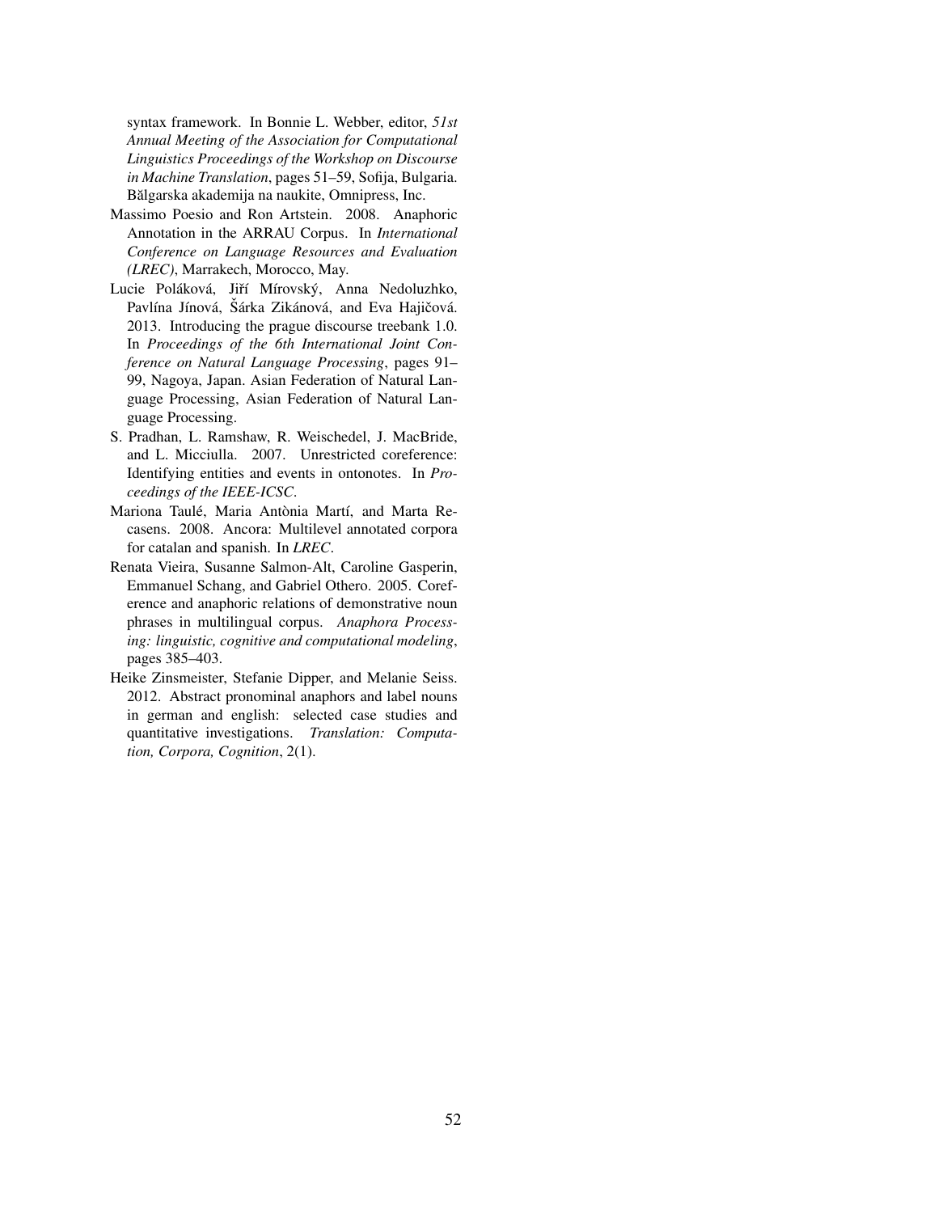syntax framework. In Bonnie L. Webber, editor, *51st Annual Meeting of the Association for Computational Linguistics Proceedings of the Workshop on Discourse in Machine Translation*, pages 51–59, Sofija, Bulgaria. Bălgarska akademija na naukite, Omnipress, Inc.

Massimo Poesio and Ron Artstein. 2008. Anaphoric Annotation in the ARRAU Corpus. In *International Conference on Language Resources and Evaluation (LREC)*, Marrakech, Morocco, May.

Lucie Poláková, Jiří Mírovský, Anna Nedoluzhko, Pavlína Jínová, Šárka Zikánová, and Eva Hajičová. 2013. Introducing the prague discourse treebank 1.0. In *Proceedings of the 6th International Joint Conference on Natural Language Processing*, pages 91–99, Nagoya, Japan. Asian Federation of Natural Language Processing, Asian Federation of Natural Language Processing.

S. Pradhan, L. Ramshaw, R. Weischedel, J. MacBride, and L. Micciulla. 2007. Unrestricted coreference: Identifying entities and events in ontonotes. In *Proceedings of the IEEE-ICSC*.

Mariona Taulé, Maria Antònia Martí, and Marta Recasens. 2008. Ancora: Multilevel annotated corpora for catalan and spanish. In *LREC*.

Renata Vieira, Susanne Salmon-Alt, Caroline Gasperin, Emmanuel Schang, and Gabriel Othero. 2005. Coreference and anaphoric relations of demonstrative noun phrases in multilingual corpus. *Anaphora Processing: linguistic, cognitive and computational modeling*, pages 385–403.

Heike Zinsmeister, Stefanie Dipper, and Melanie Seiss. 2012. Abstract pronominal anaphors and label nouns in german and english: selected case studies and quantitative investigations. *Translation: Computation, Corpora, Cognition*, 2(1).